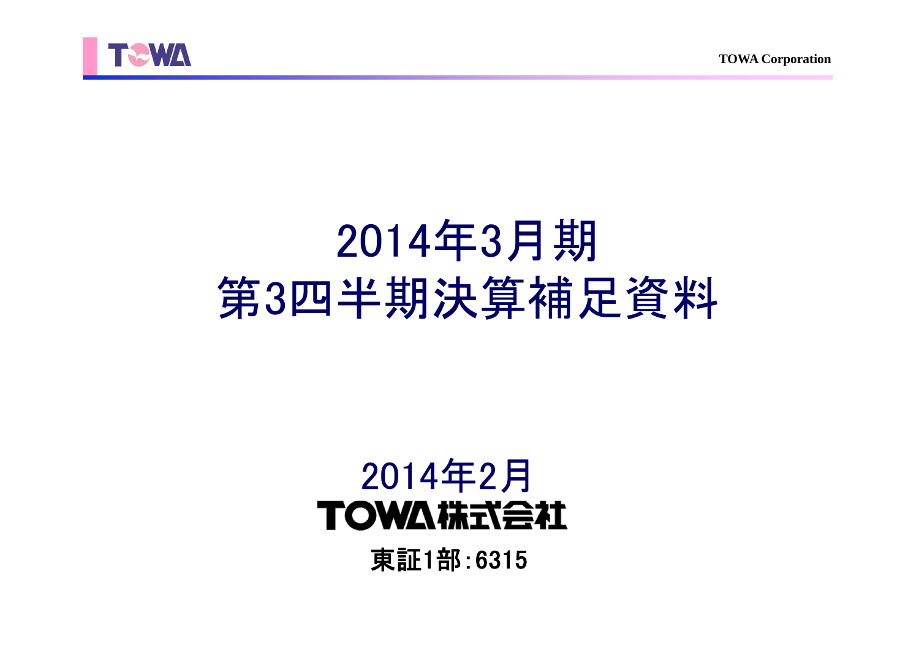# 2014年3月期
# 第3四半期決算補足資料

2014年2月

TOWA株式会社

東証1部:6315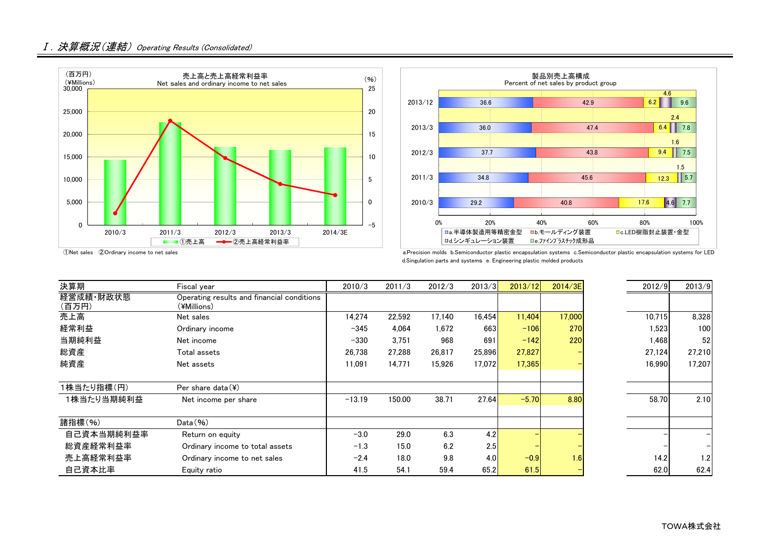## Ⅰ. 決算概況（連結） *Operating Results (Consolidated)*

**売上高と売上高経常利益率**
Net sales and ordinary income to net sales

（百万円）(¥Millions) / (%)

①売上高 ②売上高経常利益率

①Net sales ②Ordinary income to net sales

**製品別売上高構成**
Percent of net sales by product group

| | a | b | c | d | e |
|---|---|---|---|---|---|
| 2013/12 | 36.6 | 42.9 | 6.2 | 4.6 | 9.6 |
| 2013/3 | 36.0 | 47.4 | 6.4 | 2.4 | 7.8 |
| 2012/3 | 37.7 | 43.8 | 9.4 | 1.6 | 7.5 |
| 2011/3 | 34.8 | 45.6 | 12.3 | 1.5 | 5.7 |
| 2010/3 | 29.2 | 40.8 | 17.6 | 4.6 | 7.7 |

a.半導体製造用等精密金型 b.モールディング装置 c.LED樹脂封止装置・金型 d.シンギュレーション装置 e.ファインプラスチック成形品

a.Precision molds b.Semiconductor plastic encapsulation systems c.Semiconductor plastic encapsulation systems for LED d.Singulation parts and systems e. Engineering plastic molded products

| 決算期 | Fiscal year | 2010/3 | 2011/3 | 2012/3 | 2013/3 | 2013/12 | 2014/3E | 2012/9 | 2013/9 |
|---|---|---|---|---|---|---|---|---|---|
| 経営成績・財政状態（百万円） | Operating results and financial conditions (¥Millions) | | | | | | | | |
| 売上高 | Net sales | 14,274 | 22,592 | 17,140 | 16,454 | 11,404 | 17,000 | 10,715 | 8,328 |
| 経常利益 | Ordinary income | −345 | 4,064 | 1,672 | 663 | −106 | 270 | 1,523 | 100 |
| 当期純利益 | Net income | −330 | 3,751 | 968 | 691 | −142 | 220 | 1,468 | 52 |
| 総資産 | Total assets | 26,738 | 27,288 | 26,817 | 25,896 | 27,827 | − | 27,124 | 27,210 |
| 純資産 | Net assets | 11,091 | 14,771 | 15,926 | 17,072 | 17,365 | − | 16,990 | 17,207 |
| 1株当たり指標（円） | Per share data (¥) | | | | | | | | |
| 1株当たり当期純利益 | Net income per share | −13.19 | 150.00 | 38.71 | 27.64 | −5.70 | 8.80 | 58.70 | 2.10 |
| 諸指標（%） | Data (%) | | | | | | | | |
| 自己資本当期純利益率 | Return on equity | −3.0 | 29.0 | 6.3 | 4.2 | − | − | − | − |
| 総資産経常利益率 | Ordinary income to total assets | −1.3 | 15.0 | 6.2 | 2.5 | − | − | − | − |
| 売上高経常利益率 | Ordinary income to net sales | −2.4 | 18.0 | 9.8 | 4.0 | −0.9 | 1.6 | 14.2 | 1.2 |
| 自己資本比率 | Equity ratio | 41.5 | 54.1 | 59.4 | 65.2 | 61.5 | − | 62.0 | 62.4 |

TOWA株式会社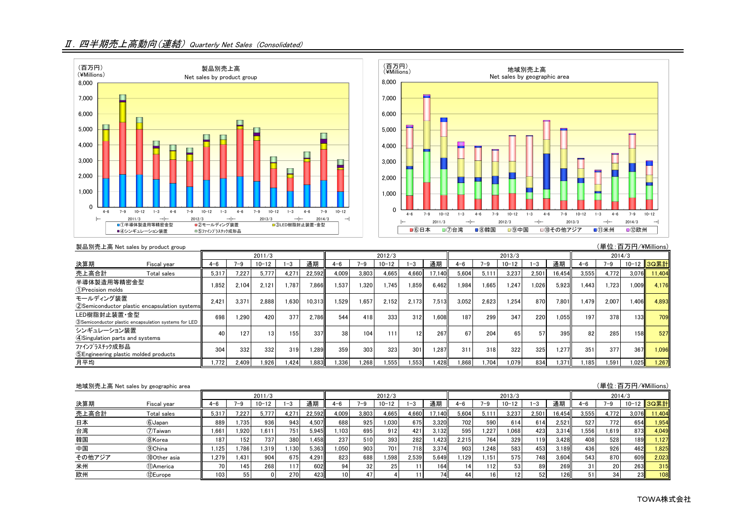## Ⅱ．四半期売上高動向（連結） *Quarterly Net Sales（Consolidated）*

製品別売上高 Net sales by product group

（単位：百万円/¥Millions）

| 決算期 Fiscal year | 2011/3 4-6 | 7-9 | 10-12 | 1-3 | 通期 | 2012/3 4-6 | 7-9 | 10-12 | 1-3 | 通期 | 2013/3 4-6 | 7-9 | 10-12 | 1-3 | 通期 | 2014/3 4-6 | 7-9 | 10-12 | 3Q累計 |
|---|---|---|---|---|---|---|---|---|---|---|---|---|---|---|---|---|---|---|---|
| 売上高合計 Total sales | 5,317 | 7,227 | 5,777 | 4,271 | 22,592 | 4,009 | 3,803 | 4,665 | 4,660 | 17,140 | 5,604 | 5,111 | 3,237 | 2,501 | 16,454 | 3,555 | 4,772 | 3,076 | 11,404 |
| 半導体製造用等精密金型 ①Precision molds | 1,852 | 2,104 | 2,121 | 1,787 | 7,866 | 1,537 | 1,320 | 1,745 | 1,859 | 6,462 | 1,984 | 1,665 | 1,247 | 1,026 | 5,923 | 1,443 | 1,723 | 1,009 | 4,176 |
| モールディング装置 ②Semiconductor plastic encapsulation systems | 2,421 | 3,371 | 2,888 | 1,630 | 10,313 | 1,529 | 1,657 | 2,152 | 2,173 | 7,513 | 3,052 | 2,623 | 1,254 | 870 | 7,801 | 1,479 | 2,007 | 1,406 | 4,893 |
| LED樹脂封止装置・金型 ③Semiconductor plastic encapsulation systems for LED | 698 | 1,290 | 420 | 377 | 2,786 | 544 | 418 | 333 | 312 | 1,608 | 187 | 299 | 347 | 220 | 1,055 | 197 | 378 | 133 | 709 |
| シンギュレーション装置 ④Singulation parts and systems | 40 | 127 | 13 | 155 | 337 | 38 | 104 | 111 | 12 | 267 | 67 | 204 | 65 | 57 | 395 | 82 | 285 | 158 | 527 |
| ﾌｧｲﾝﾌﾟﾗｽﾁｯｸ成形品 ⑤Engineering plastic molded products | 304 | 332 | 332 | 319 | 1,289 | 359 | 303 | 323 | 301 | 1,287 | 311 | 318 | 322 | 325 | 1,277 | 351 | 377 | 367 | 1,096 |
| 月平均 | 1,772 | 2,409 | 1,926 | 1,424 | 1,883 | 1,336 | 1,268 | 1,555 | 1,553 | 1,428 | 1,868 | 1,704 | 1,079 | 834 | 1,371 | 1,185 | 1,591 | 1,025 | 1,267 |

地域別売上高 Net sales by geographic area

（単位：百万円/¥Millions）

| 決算期 Fiscal year | 2011/3 4-6 | 7-9 | 10-12 | 1-3 | 通期 | 2012/3 4-6 | 7-9 | 10-12 | 1-3 | 通期 | 2013/3 4-6 | 7-9 | 10-12 | 1-3 | 通期 | 2014/3 4-6 | 7-9 | 10-12 | 3Q累計 |
|---|---|---|---|---|---|---|---|---|---|---|---|---|---|---|---|---|---|---|---|
| 売上高合計 Total sales | 5,317 | 7,227 | 5,777 | 4,271 | 22,592 | 4,009 | 3,803 | 4,665 | 4,660 | 17,140 | 5,604 | 5,111 | 3,237 | 2,501 | 16,454 | 3,555 | 4,772 | 3,076 | 11,404 |
| 日本 ⑥Japan | 889 | 1,735 | 936 | 943 | 4,507 | 688 | 925 | 1,030 | 675 | 3,320 | 702 | 590 | 614 | 614 | 2,521 | 527 | 772 | 654 | 1,954 |
| 台湾 ⑦Taiwan | 1,661 | 1,920 | 1,611 | 751 | 5,945 | 1,103 | 695 | 912 | 421 | 3,132 | 595 | 1,227 | 1,068 | 423 | 3,314 | 1,556 | 1,619 | 873 | 4,049 |
| 韓国 ⑧Korea | 187 | 152 | 737 | 380 | 1,458 | 237 | 510 | 393 | 282 | 1,423 | 2,215 | 764 | 329 | 119 | 3,428 | 408 | 528 | 189 | 1,127 |
| 中国 ⑨China | 1,125 | 1,786 | 1,319 | 1,130 | 5,363 | 1,050 | 903 | 701 | 718 | 3,374 | 903 | 1,248 | 583 | 453 | 3,189 | 436 | 926 | 462 | 1,825 |
| その他アジア ⑩Other asia | 1,279 | 1,431 | 904 | 675 | 4,291 | 823 | 688 | 1,598 | 2,539 | 5,649 | 1,129 | 1,151 | 575 | 748 | 3,604 | 543 | 870 | 609 | 2,023 |
| 米州 ⑪America | 70 | 145 | 268 | 117 | 602 | 94 | 32 | 25 | 11 | 164 | 14 | 112 | 53 | 89 | 269 | 31 | 20 | 263 | 315 |
| 欧州 ⑫Europe | 103 | 55 | 0 | 270 | 423 | 10 | 47 | 4 | 11 | 74 | 44 | 16 | 12 | 52 | 126 | 51 | 34 | 23 | 108 |

TOWA株式会社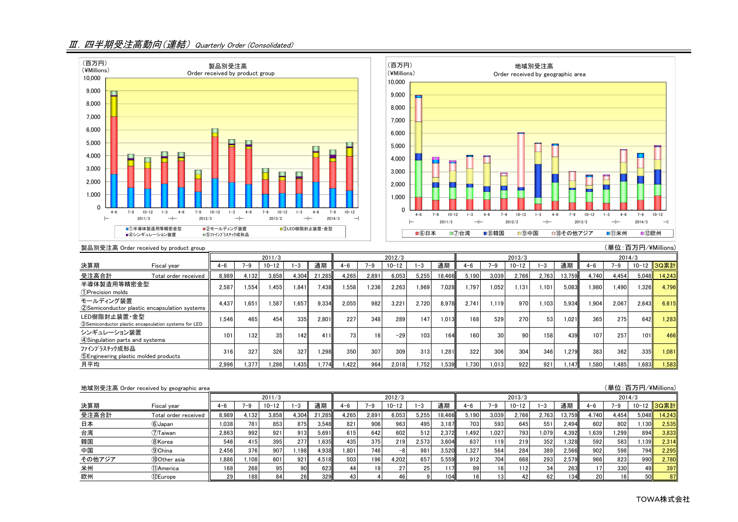## Ⅲ. 四半期受注高動向(連結) Quarterly Order (Consolidated)

製品別受注高 Order received by product group

（単位：百万円/¥Millions）

| 決算期 Fiscal year | 2011/3 | | | | | 2012/3 | | | | | 2013/3 | | | | | 2014/3 | | | |
|---|---|---|---|---|---|---|---|---|---|---|---|---|---|---|---|---|---|---|---|
| | 4−6 | 7−9 | 10−12 | 1−3 | 通期 | 4−6 | 7−9 | 10−12 | 1−3 | 通期 | 4−6 | 7−9 | 10−12 | 1−3 | 通期 | 4−6 | 7−9 | 10−12 | 3Q累計 |
| 受注高合計 Total order received | 8,989 | 4,132 | 3,858 | 4,304 | 21,285 | 4,265 | 2,891 | 6,053 | 5,255 | 18,466 | 5,190 | 3,039 | 2,766 | 2,763 | 13,759 | 4,740 | 4,454 | 5,048 | 14,243 |
| 半導体製造用等精密金型 ①Precision molds | 2,587 | 1,554 | 1,455 | 1,841 | 7,438 | 1,558 | 1,236 | 2,263 | 1,969 | 7,028 | 1,797 | 1,052 | 1,131 | 1,101 | 5,083 | 1,980 | 1,490 | 1,326 | 4,796 |
| モールディング装置 ②Semiconductor plastic encapsulation systems | 4,437 | 1,651 | 1,587 | 1,657 | 9,334 | 2,055 | 982 | 3,221 | 2,720 | 8,978 | 2,741 | 1,119 | 970 | 1,103 | 5,934 | 1,904 | 2,067 | 2,643 | 6,615 |
| LED樹脂封止装置・金型 ③Semiconductor plastic encapsulation systems for LED | 1,546 | 465 | 454 | 335 | 2,801 | 227 | 348 | 289 | 147 | 1,013 | 168 | 529 | 270 | 53 | 1,021 | 365 | 275 | 642 | 1,283 |
| シンギュレーション装置 ④Singulation parts and systems | 101 | 132 | 35 | 142 | 411 | 73 | 16 | −29 | 103 | 164 | 160 | 30 | 90 | 158 | 439 | 107 | 257 | 101 | 466 |
| ﾌｧｲﾝﾌﾟﾗｽﾁｯｸ成形品 ⑤Engineering plastic molded products | 316 | 327 | 326 | 327 | 1,298 | 350 | 307 | 309 | 313 | 1,281 | 322 | 306 | 304 | 346 | 1,279 | 383 | 362 | 335 | 1,081 |
| 月平均 | 2,996 | 1,377 | 1,286 | 1,435 | 1,774 | 1,422 | 964 | 2,018 | 1,752 | 1,539 | 1,730 | 1,013 | 922 | 921 | 1,147 | 1,580 | 1,485 | 1,683 | 1,583 |

地域別受注高 Order received by geographic area

（単位：百万円/¥Millions）

| 決算期 Fiscal year | 2011/3 | | | | | 2012/3 | | | | | 2013/3 | | | | | 2014/3 | | | |
|---|---|---|---|---|---|---|---|---|---|---|---|---|---|---|---|---|---|---|---|
| | 4−6 | 7−9 | 10−12 | 1−3 | 通期 | 4−6 | 7−9 | 10−12 | 1−3 | 通期 | 4−6 | 7−9 | 10−12 | 1−3 | 通期 | 4−6 | 7−9 | 10−12 | 3Q累計 |
| 受注高合計 Total order received | 8,989 | 4,132 | 3,858 | 4,304 | 21,285 | 4,265 | 2,891 | 6,053 | 5,255 | 18,466 | 5,190 | 3,039 | 2,766 | 2,763 | 13,759 | 4,740 | 4,454 | 5,048 | 14,243 |
| 日本 ⑥Japan | 1,038 | 781 | 853 | 875 | 3,548 | 821 | 906 | 963 | 495 | 3,187 | 703 | 593 | 645 | 551 | 2,494 | 602 | 802 | 1,130 | 2,535 |
| 台湾 ⑦Taiwan | 2,863 | 992 | 921 | 913 | 5,691 | 615 | 642 | 602 | 512 | 2,372 | 1,492 | 1,027 | 793 | 1,079 | 4,392 | 1,639 | 1,299 | 894 | 3,833 |
| 韓国 ⑧Korea | 546 | 415 | 395 | 277 | 1,635 | 435 | 375 | 219 | 2,573 | 3,604 | 637 | 119 | 219 | 352 | 1,328 | 592 | 583 | 1,139 | 2,314 |
| 中国 ⑨China | 2,456 | 376 | 907 | 1,198 | 4,938 | 1,801 | 746 | −8 | 981 | 3,520 | 1,327 | 564 | 284 | 389 | 2,566 | 902 | 598 | 794 | 2,295 |
| その他アジア ⑩Other asia | 1,886 | 1,108 | 601 | 921 | 4,518 | 503 | 196 | 4,202 | 657 | 5,559 | 912 | 704 | 668 | 293 | 2,579 | 966 | 823 | 990 | 2,780 |
| 米州 ⑪America | 168 | 268 | 95 | 90 | 623 | 44 | 19 | 27 | 25 | 117 | 99 | 16 | 112 | 34 | 263 | 17 | 330 | 49 | 397 |
| 欧州 ⑫Europe | 29 | 188 | 84 | 26 | 329 | 43 | 4 | 46 | 9 | 104 | 16 | 13 | 42 | 62 | 134 | 20 | 16 | 50 | 87 |

TOWA株式会社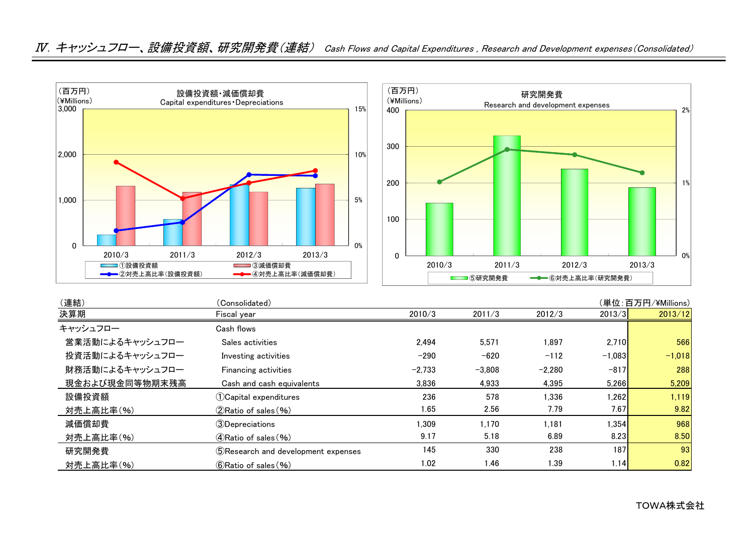# Ⅳ. キャッシュフロー、設備投資額、研究開発費（連結） *Cash Flows and Capital Expenditures , Research and Development expenses（Consolidated）*

（百万円）
（¥Millions）
設備投資額・減価償却費
Capital expenditures・Depreciations
3,000
2,000
1,000
0
15%
10%
5%
0%
2010/3
2011/3
2012/3
2013/3
①設備投資額
③減価償却費
②対売上高比率（設備投資額）
④対売上高比率（減価償却費）

（百万円）
（¥Millions）
研究開発費
Research and development expenses
400
300
200
100
0
2%
1%
0%
2010/3
2011/3
2012/3
2013/3
⑤研究開発費
⑥対売上高比率（研究開発費）

| （連結） | （Consolidated） | | | | （単位：百万円/¥Millions） | |
|---|---|---|---|---|---|---|
| 決算期 | Fiscal year | 2010/3 | 2011/3 | 2012/3 | 2013/3 | 2013/12 |
| キャッシュフロー | Cash flows | | | | | |
| 営業活動によるキャッシュフロー | Sales activities | 2,494 | 5,571 | 1,897 | 2,710 | 566 |
| 投資活動によるキャッシュフロー | Investing activities | −290 | −620 | −112 | −1,083 | −1,018 |
| 財務活動によるキャッシュフロー | Financing activities | −2,733 | −3,808 | −2,280 | −817 | 288 |
| 現金および現金同等物期末残高 | Cash and cash equivalents | 3,836 | 4,933 | 4,395 | 5,266 | 5,209 |
| 設備投資額 | ①Capital expenditures | 236 | 578 | 1,336 | 1,262 | 1,119 |
| 対売上高比率（%） | ②Ratio of sales（%） | 1.65 | 2.56 | 7.79 | 7.67 | 9.82 |
| 減価償却費 | ③Depreciations | 1,309 | 1,170 | 1,181 | 1,354 | 968 |
| 対売上高比率（%） | ④Ratio of sales（%） | 9.17 | 5.18 | 6.89 | 8.23 | 8.50 |
| 研究開発費 | ⑤Research and development expenses | 145 | 330 | 238 | 187 | 93 |
| 対売上高比率（%） | ⑥Ratio of sales（%） | 1.02 | 1.46 | 1.39 | 1.14 | 0.82 |

TOWA株式会社